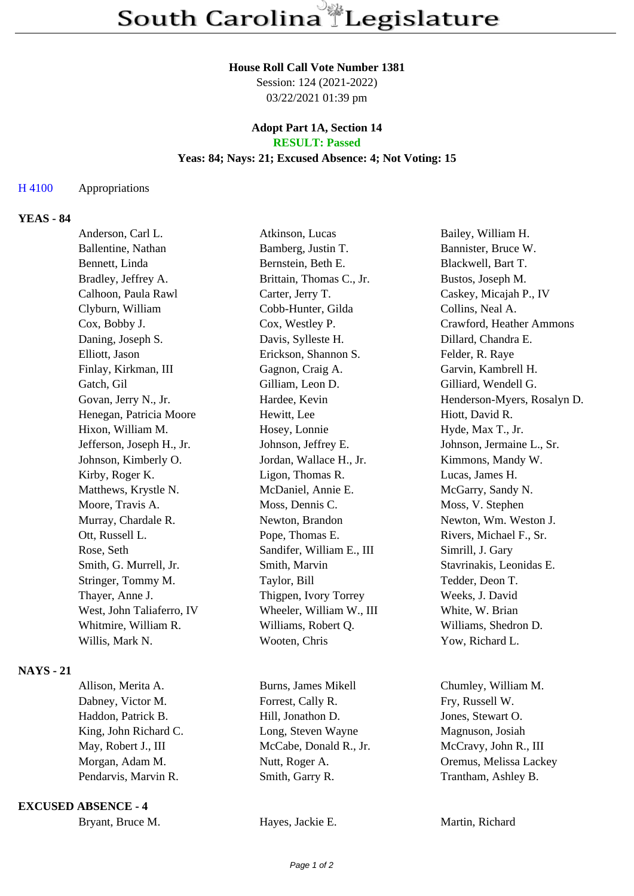# South Carolina Legislature

**House Roll Call Vote Number 1381**
Session: 124 (2021-2022)
03/22/2021 01:39 pm

**Adopt Part 1A, Section 14**
**RESULT: Passed**
**Yeas: 84; Nays: 21; Excused Absence: 4; Not Voting: 15**

H 4100 Appropriations

**YEAS - 84**

| | | |
|---|---|---|
| Anderson, Carl L. | Atkinson, Lucas | Bailey, William H. |
| Ballentine, Nathan | Bamberg, Justin T. | Bannister, Bruce W. |
| Bennett, Linda | Bernstein, Beth E. | Blackwell, Bart T. |
| Bradley, Jeffrey A. | Brittain, Thomas C., Jr. | Bustos, Joseph M. |
| Calhoon, Paula Rawl | Carter, Jerry T. | Caskey, Micajah P., IV |
| Clyburn, William | Cobb-Hunter, Gilda | Collins, Neal A. |
| Cox, Bobby J. | Cox, Westley P. | Crawford, Heather Ammons |
| Daning, Joseph S. | Davis, Sylleste H. | Dillard, Chandra E. |
| Elliott, Jason | Erickson, Shannon S. | Felder, R. Raye |
| Finlay, Kirkman, III | Gagnon, Craig A. | Garvin, Kambrell H. |
| Gatch, Gil | Gilliam, Leon D. | Gilliard, Wendell G. |
| Govan, Jerry N., Jr. | Hardee, Kevin | Henderson-Myers, Rosalyn D. |
| Henegan, Patricia Moore | Hewitt, Lee | Hiott, David R. |
| Hixon, William M. | Hosey, Lonnie | Hyde, Max T., Jr. |
| Jefferson, Joseph H., Jr. | Johnson, Jeffrey E. | Johnson, Jermaine L., Sr. |
| Johnson, Kimberly O. | Jordan, Wallace H., Jr. | Kimmons, Mandy W. |
| Kirby, Roger K. | Ligon, Thomas R. | Lucas, James H. |
| Matthews, Krystle N. | McDaniel, Annie E. | McGarry, Sandy N. |
| Moore, Travis A. | Moss, Dennis C. | Moss, V. Stephen |
| Murray, Chardale R. | Newton, Brandon | Newton, Wm. Weston J. |
| Ott, Russell L. | Pope, Thomas E. | Rivers, Michael F., Sr. |
| Rose, Seth | Sandifer, William E., III | Simrill, J. Gary |
| Smith, G. Murrell, Jr. | Smith, Marvin | Stavrinakis, Leonidas E. |
| Stringer, Tommy M. | Taylor, Bill | Tedder, Deon T. |
| Thayer, Anne J. | Thigpen, Ivory Torrey | Weeks, J. David |
| West, John Taliaferro, IV | Wheeler, William W., III | White, W. Brian |
| Whitmire, William R. | Williams, Robert Q. | Williams, Shedron D. |
| Willis, Mark N. | Wooten, Chris | Yow, Richard L. |

**NAYS - 21**

| | | |
|---|---|---|
| Allison, Merita A. | Burns, James Mikell | Chumley, William M. |
| Dabney, Victor M. | Forrest, Cally R. | Fry, Russell W. |
| Haddon, Patrick B. | Hill, Jonathon D. | Jones, Stewart O. |
| King, John Richard C. | Long, Steven Wayne | Magnuson, Josiah |
| May, Robert J., III | McCabe, Donald R., Jr. | McCravy, John R., III |
| Morgan, Adam M. | Nutt, Roger A. | Oremus, Melissa Lackey |
| Pendarvis, Marvin R. | Smith, Garry R. | Trantham, Ashley B. |

**EXCUSED ABSENCE - 4**

| | | |
|---|---|---|
| Bryant, Bruce M. | Hayes, Jackie E. | Martin, Richard |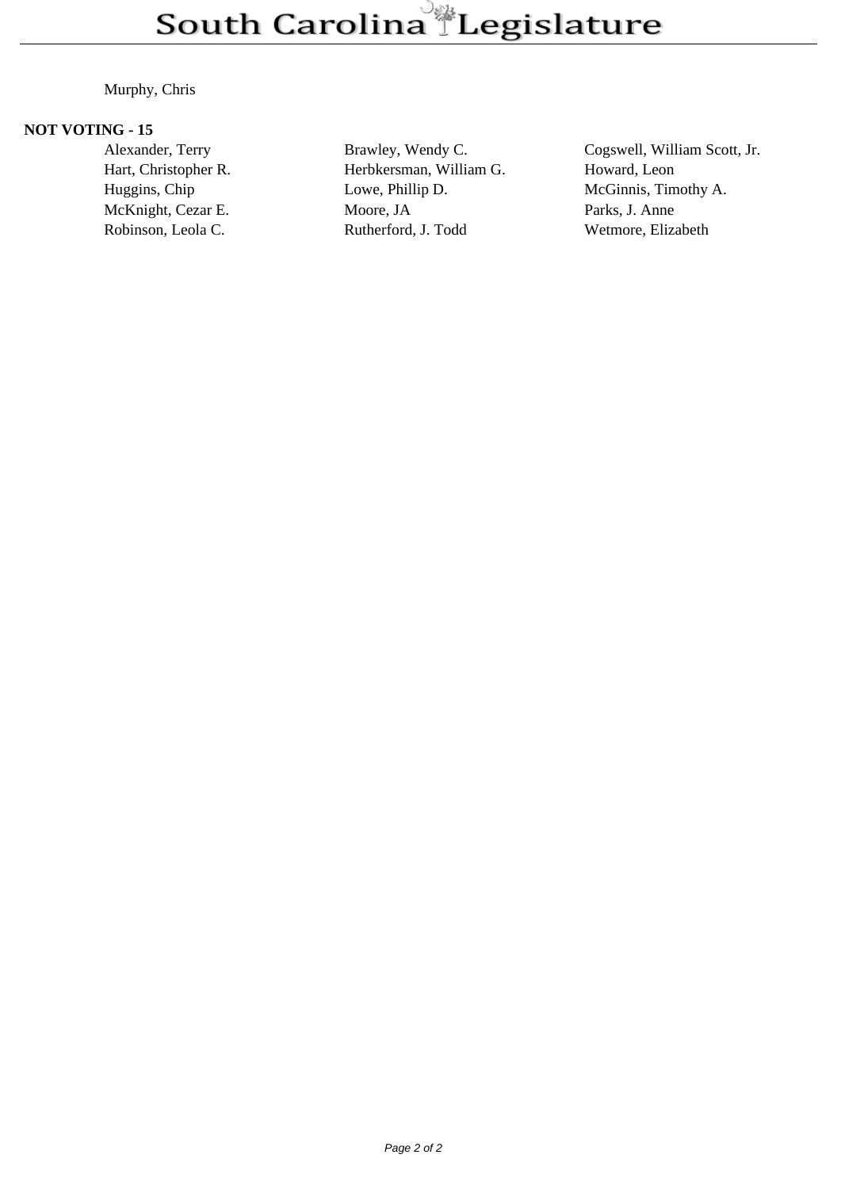Murphy, Chris

**NOT VOTING - 15**

| | | |
|---|---|---|
| Alexander, Terry | Brawley, Wendy C. | Cogswell, William Scott, Jr. |
| Hart, Christopher R. | Herbkersman, William G. | Howard, Leon |
| Huggins, Chip | Lowe, Phillip D. | McGinnis, Timothy A. |
| McKnight, Cezar E. | Moore, JA | Parks, J. Anne |
| Robinson, Leola C. | Rutherford, J. Todd | Wetmore, Elizabeth |